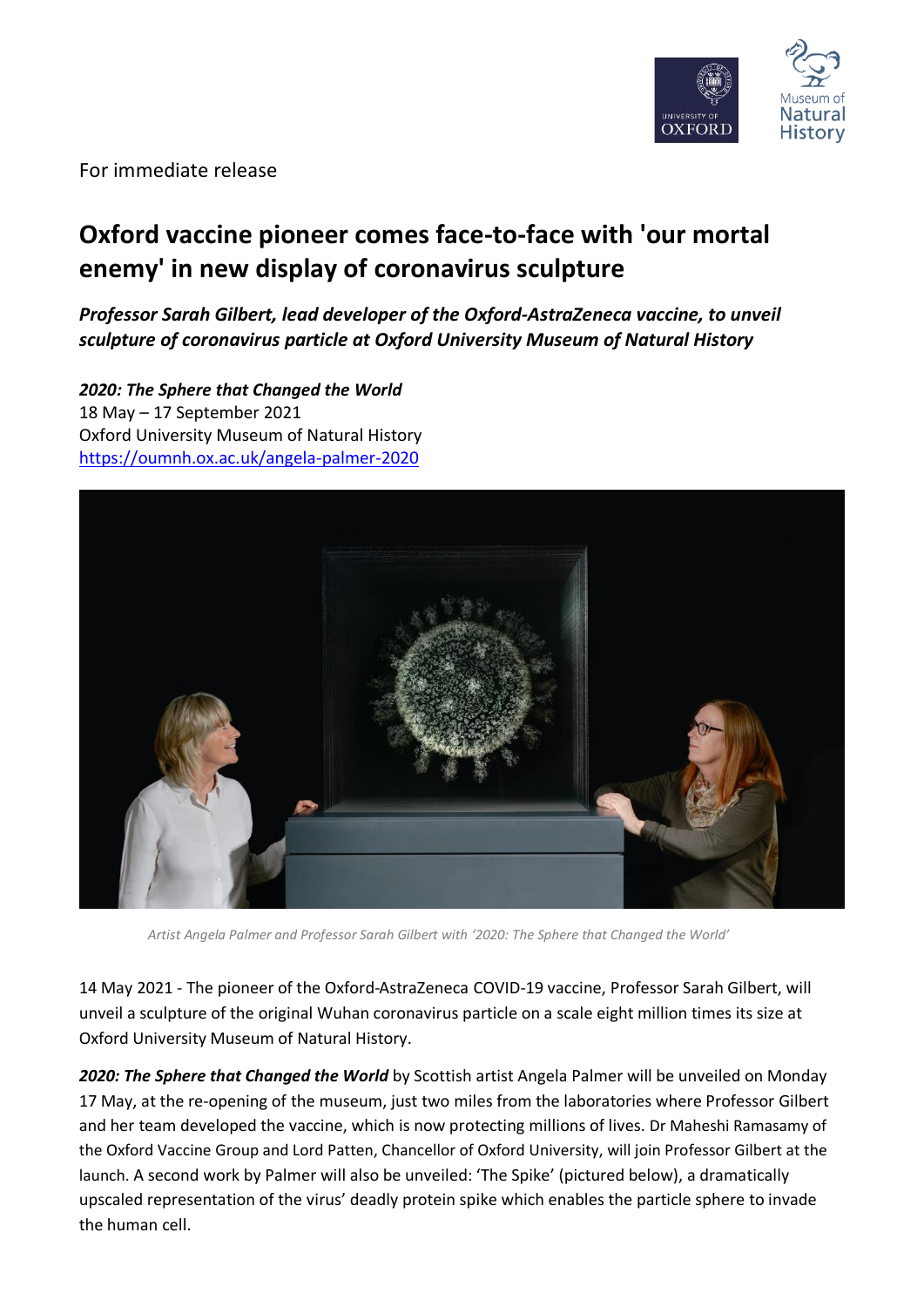For immediate release

# Oxford vaccine pioneer comes face-to-face with 'our mortal enemy' in new display of coronavirus sculpture

***Professor Sarah Gilbert, lead developer of the Oxford-AstraZeneca vaccine, to unveil sculpture of coronavirus particle at Oxford University Museum of Natural History***

***2020: The Sphere that Changed the World***
18 May – 17 September 2021
Oxford University Museum of Natural History
https://oumnh.ox.ac.uk/angela-palmer-2020

*Artist Angela Palmer and Professor Sarah Gilbert with '2020: The Sphere that Changed the World'*

14 May 2021 - The pioneer of the Oxford-AstraZeneca COVID-19 vaccine, Professor Sarah Gilbert, will unveil a sculpture of the original Wuhan coronavirus particle on a scale eight million times its size at Oxford University Museum of Natural History.

***2020: The Sphere that Changed the World*** by Scottish artist Angela Palmer will be unveiled on Monday 17 May, at the re-opening of the museum, just two miles from the laboratories where Professor Gilbert and her team developed the vaccine, which is now protecting millions of lives. Dr Maheshi Ramasamy of the Oxford Vaccine Group and Lord Patten, Chancellor of Oxford University, will join Professor Gilbert at the launch. A second work by Palmer will also be unveiled: 'The Spike' (pictured below), a dramatically upscaled representation of the virus' deadly protein spike which enables the particle sphere to invade the human cell.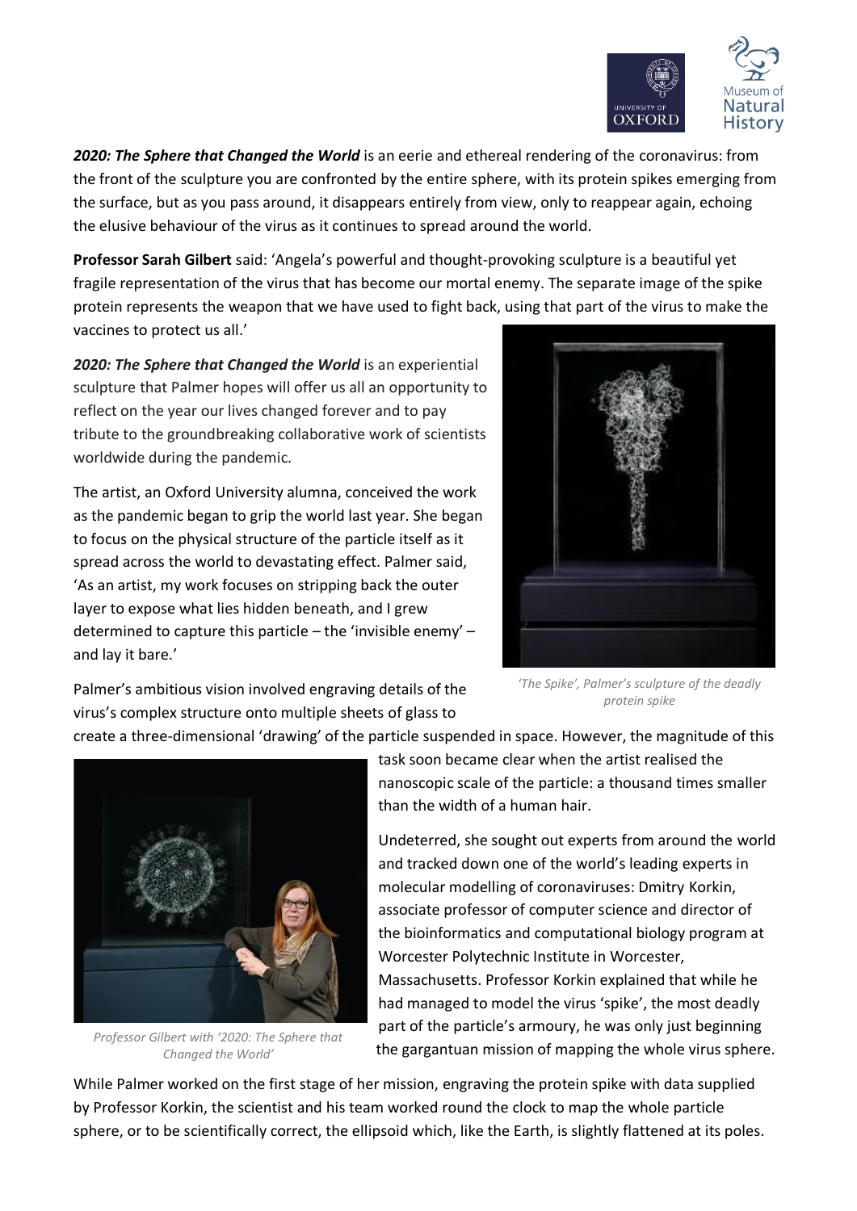***2020: The Sphere that Changed the World*** is an eerie and ethereal rendering of the coronavirus: from the front of the sculpture you are confronted by the entire sphere, with its protein spikes emerging from the surface, but as you pass around, it disappears entirely from view, only to reappear again, echoing the elusive behaviour of the virus as it continues to spread around the world.

**Professor Sarah Gilbert** said: 'Angela's powerful and thought-provoking sculpture is a beautiful yet fragile representation of the virus that has become our mortal enemy. The separate image of the spike protein represents the weapon that we have used to fight back, using that part of the virus to make the vaccines to protect us all.'

***2020: The Sphere that Changed the World*** is an experiential sculpture that Palmer hopes will offer us all an opportunity to reflect on the year our lives changed forever and to pay tribute to the groundbreaking collaborative work of scientists worldwide during the pandemic.

The artist, an Oxford University alumna, conceived the work as the pandemic began to grip the world last year. She began to focus on the physical structure of the particle itself as it spread across the world to devastating effect. Palmer said, 'As an artist, my work focuses on stripping back the outer layer to expose what lies hidden beneath, and I grew determined to capture this particle – the 'invisible enemy' – and lay it bare.'

*'The Spike', Palmer's sculpture of the deadly protein spike*

Palmer's ambitious vision involved engraving details of the virus's complex structure onto multiple sheets of glass to create a three-dimensional 'drawing' of the particle suspended in space. However, the magnitude of this task soon became clear when the artist realised the nanoscopic scale of the particle: a thousand times smaller than the width of a human hair.

*Professor Gilbert with '2020: The Sphere that Changed the World'*

Undeterred, she sought out experts from around the world and tracked down one of the world's leading experts in molecular modelling of coronaviruses: Dmitry Korkin, associate professor of computer science and director of the bioinformatics and computational biology program at Worcester Polytechnic Institute in Worcester, Massachusetts. Professor Korkin explained that while he had managed to model the virus 'spike', the most deadly part of the particle's armoury, he was only just beginning the gargantuan mission of mapping the whole virus sphere.

While Palmer worked on the first stage of her mission, engraving the protein spike with data supplied by Professor Korkin, the scientist and his team worked round the clock to map the whole particle sphere, or to be scientifically correct, the ellipsoid which, like the Earth, is slightly flattened at its poles.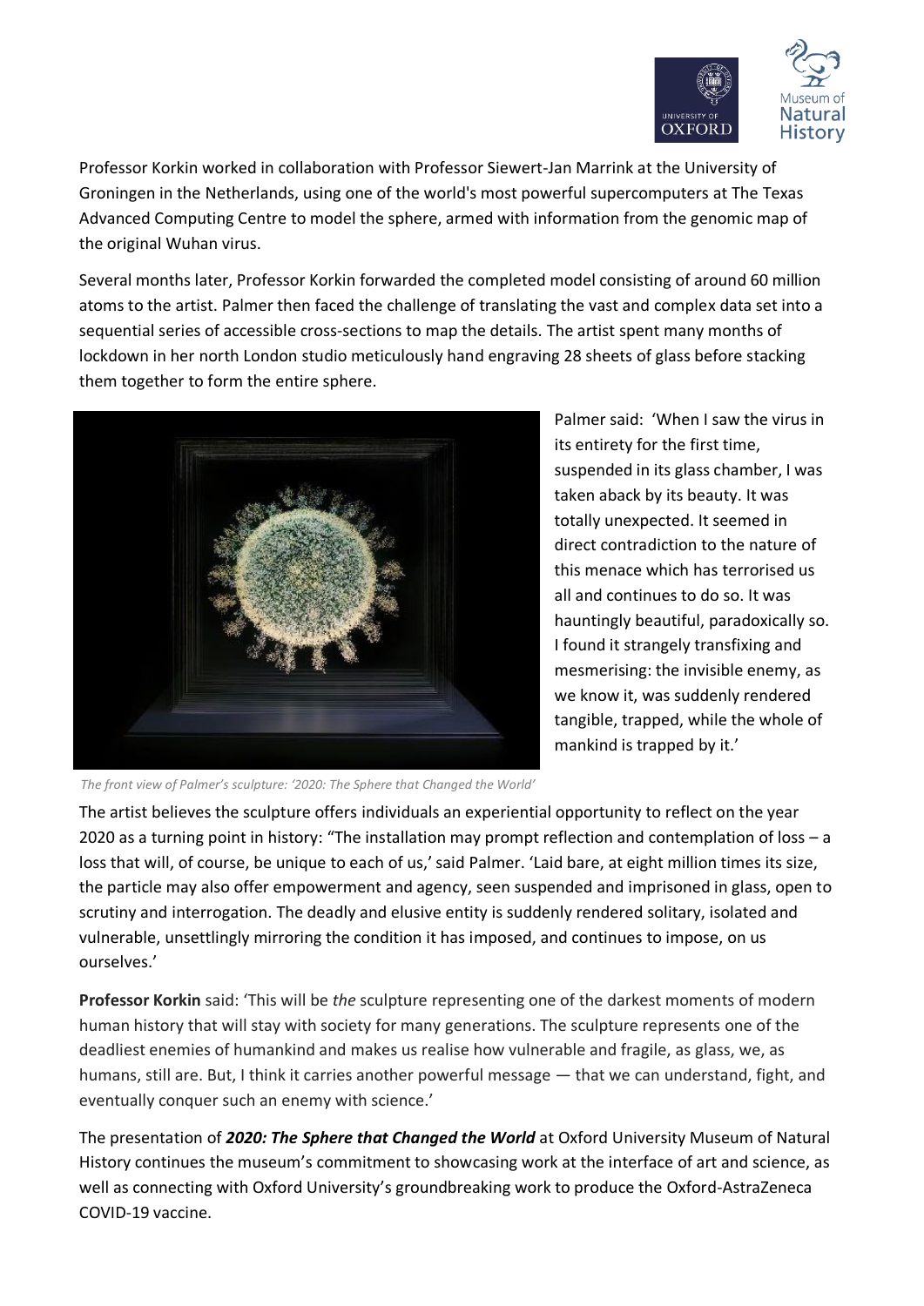Professor Korkin worked in collaboration with Professor Siewert-Jan Marrink at the University of Groningen in the Netherlands, using one of the world's most powerful supercomputers at The Texas Advanced Computing Centre to model the sphere, armed with information from the genomic map of the original Wuhan virus.

Several months later, Professor Korkin forwarded the completed model consisting of around 60 million atoms to the artist. Palmer then faced the challenge of translating the vast and complex data set into a sequential series of accessible cross-sections to map the details. The artist spent many months of lockdown in her north London studio meticulously hand engraving 28 sheets of glass before stacking them together to form the entire sphere.

Palmer said: 'When I saw the virus in its entirety for the first time, suspended in its glass chamber, I was taken aback by its beauty. It was totally unexpected. It seemed in direct contradiction to the nature of this menace which has terrorised us all and continues to do so. It was hauntingly beautiful, paradoxically so. I found it strangely transfixing and mesmerising: the invisible enemy, as we know it, was suddenly rendered tangible, trapped, while the whole of mankind is trapped by it.'

*The front view of Palmer's sculpture: '2020: The Sphere that Changed the World'*

The artist believes the sculpture offers individuals an experiential opportunity to reflect on the year 2020 as a turning point in history: "The installation may prompt reflection and contemplation of loss – a loss that will, of course, be unique to each of us,' said Palmer. 'Laid bare, at eight million times its size, the particle may also offer empowerment and agency, seen suspended and imprisoned in glass, open to scrutiny and interrogation. The deadly and elusive entity is suddenly rendered solitary, isolated and vulnerable, unsettlingly mirroring the condition it has imposed, and continues to impose, on us ourselves.'

**Professor Korkin** said: 'This will be *the* sculpture representing one of the darkest moments of modern human history that will stay with society for many generations. The sculpture represents one of the deadliest enemies of humankind and makes us realise how vulnerable and fragile, as glass, we, as humans, still are. But, I think it carries another powerful message — that we can understand, fight, and eventually conquer such an enemy with science.'

The presentation of ***2020: The Sphere that Changed the World*** at Oxford University Museum of Natural History continues the museum's commitment to showcasing work at the interface of art and science, as well as connecting with Oxford University's groundbreaking work to produce the Oxford-AstraZeneca COVID-19 vaccine.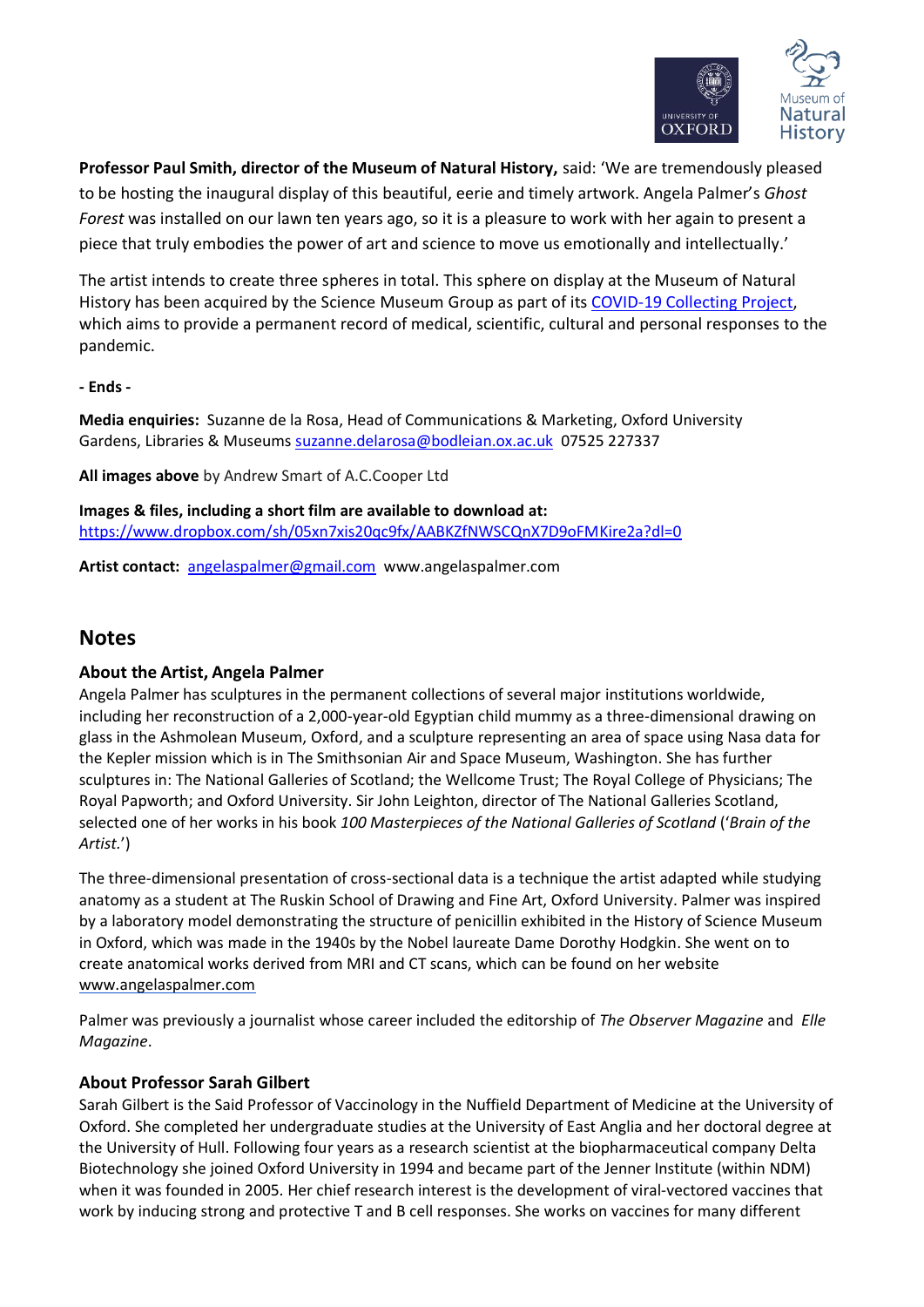**Professor Paul Smith, director of the Museum of Natural History,** said: 'We are tremendously pleased to be hosting the inaugural display of this beautiful, eerie and timely artwork. Angela Palmer's *Ghost Forest* was installed on our lawn ten years ago, so it is a pleasure to work with her again to present a piece that truly embodies the power of art and science to move us emotionally and intellectually.'

The artist intends to create three spheres in total. This sphere on display at the Museum of Natural History has been acquired by the Science Museum Group as part of its [COVID-19 Collecting Project](), which aims to provide a permanent record of medical, scientific, cultural and personal responses to the pandemic.

**- Ends -**

**Media enquiries:** Suzanne de la Rosa, Head of Communications & Marketing, Oxford University Gardens, Libraries & Museums suzanne.delarosa@bodleian.ox.ac.uk 07525 227337

**All images above** by Andrew Smart of A.C.Cooper Ltd

**Images & files, including a short film are available to download at:**
https://www.dropbox.com/sh/05xn7xis20qc9fx/AABKZfNWSCQnX7D9oFMKire2a?dl=0

**Artist contact:** angelaspalmer@gmail.com www.angelaspalmer.com

## Notes

### About the Artist, Angela Palmer

Angela Palmer has sculptures in the permanent collections of several major institutions worldwide, including her reconstruction of a 2,000-year-old Egyptian child mummy as a three-dimensional drawing on glass in the Ashmolean Museum, Oxford, and a sculpture representing an area of space using Nasa data for the Kepler mission which is in The Smithsonian Air and Space Museum, Washington. She has further sculptures in: The National Galleries of Scotland; the Wellcome Trust; The Royal College of Physicians; The Royal Papworth; and Oxford University. Sir John Leighton, director of The National Galleries Scotland, selected one of her works in his book *100 Masterpieces of the National Galleries of Scotland* ('*Brain of the Artist.*')

The three-dimensional presentation of cross-sectional data is a technique the artist adapted while studying anatomy as a student at The Ruskin School of Drawing and Fine Art, Oxford University. Palmer was inspired by a laboratory model demonstrating the structure of penicillin exhibited in the History of Science Museum in Oxford, which was made in the 1940s by the Nobel laureate Dame Dorothy Hodgkin. She went on to create anatomical works derived from MRI and CT scans, which can be found on her website www.angelaspalmer.com

Palmer was previously a journalist whose career included the editorship of *The Observer Magazine* and *Elle Magazine*.

### About Professor Sarah Gilbert

Sarah Gilbert is the Said Professor of Vaccinology in the Nuffield Department of Medicine at the University of Oxford. She completed her undergraduate studies at the University of East Anglia and her doctoral degree at the University of Hull. Following four years as a research scientist at the biopharmaceutical company Delta Biotechnology she joined Oxford University in 1994 and became part of the Jenner Institute (within NDM) when it was founded in 2005. Her chief research interest is the development of viral-vectored vaccines that work by inducing strong and protective T and B cell responses. She works on vaccines for many different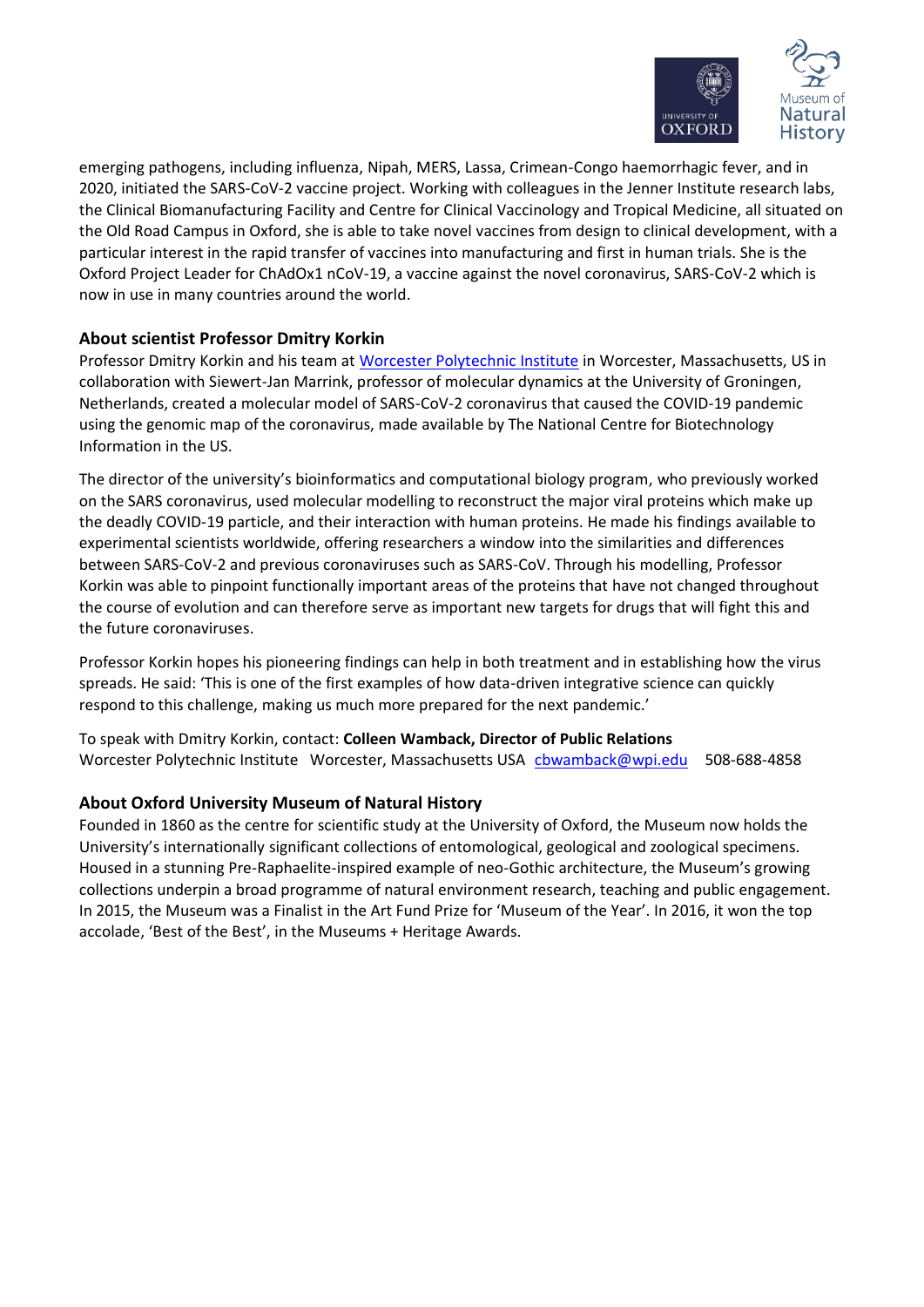emerging pathogens, including influenza, Nipah, MERS, Lassa, Crimean-Congo haemorrhagic fever, and in 2020, initiated the SARS-CoV-2 vaccine project. Working with colleagues in the Jenner Institute research labs, the Clinical Biomanufacturing Facility and Centre for Clinical Vaccinology and Tropical Medicine, all situated on the Old Road Campus in Oxford, she is able to take novel vaccines from design to clinical development, with a particular interest in the rapid transfer of vaccines into manufacturing and first in human trials. She is the Oxford Project Leader for ChAdOx1 nCoV-19, a vaccine against the novel coronavirus, SARS-CoV-2 which is now in use in many countries around the world.

### About scientist Professor Dmitry Korkin

Professor Dmitry Korkin and his team at Worcester Polytechnic Institute in Worcester, Massachusetts, US in collaboration with Siewert-Jan Marrink, professor of molecular dynamics at the University of Groningen, Netherlands, created a molecular model of SARS-CoV-2 coronavirus that caused the COVID-19 pandemic using the genomic map of the coronavirus, made available by The National Centre for Biotechnology Information in the US.

The director of the university's bioinformatics and computational biology program, who previously worked on the SARS coronavirus, used molecular modelling to reconstruct the major viral proteins which make up the deadly COVID-19 particle, and their interaction with human proteins. He made his findings available to experimental scientists worldwide, offering researchers a window into the similarities and differences between SARS-CoV-2 and previous coronaviruses such as SARS-CoV. Through his modelling, Professor Korkin was able to pinpoint functionally important areas of the proteins that have not changed throughout the course of evolution and can therefore serve as important new targets for drugs that will fight this and the future coronaviruses.

Professor Korkin hopes his pioneering findings can help in both treatment and in establishing how the virus spreads. He said: 'This is one of the first examples of how data-driven integrative science can quickly respond to this challenge, making us much more prepared for the next pandemic.'

To speak with Dmitry Korkin, contact: **Colleen Wamback, Director of Public Relations**
Worcester Polytechnic Institute Worcester, Massachusetts USA cbwamback@wpi.edu 508-688-4858

### About Oxford University Museum of Natural History

Founded in 1860 as the centre for scientific study at the University of Oxford, the Museum now holds the University's internationally significant collections of entomological, geological and zoological specimens. Housed in a stunning Pre-Raphaelite-inspired example of neo-Gothic architecture, the Museum's growing collections underpin a broad programme of natural environment research, teaching and public engagement. In 2015, the Museum was a Finalist in the Art Fund Prize for 'Museum of the Year'. In 2016, it won the top accolade, 'Best of the Best', in the Museums + Heritage Awards.